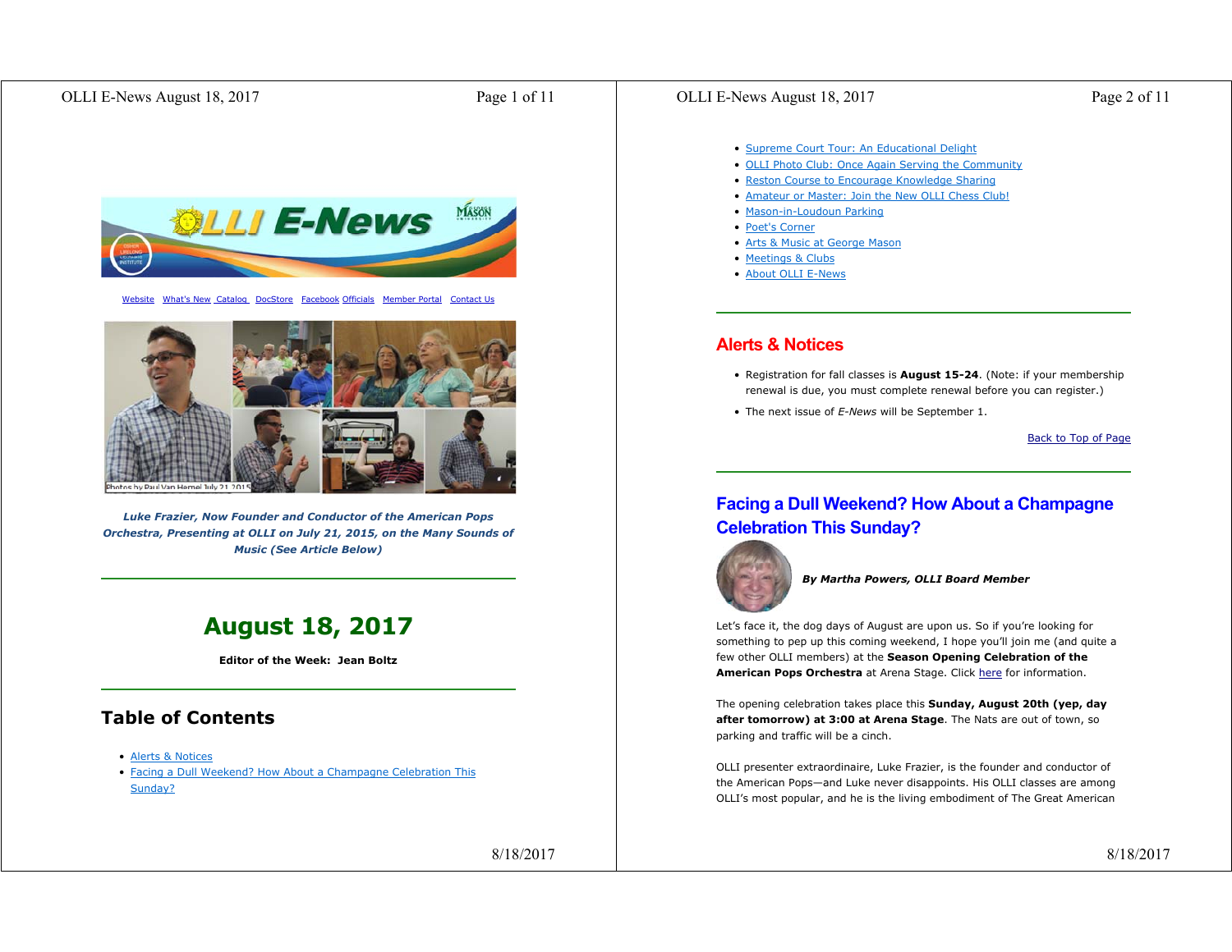Website What's New Catalog DocStore Facebook Officials Member Portal Contact Us

Photos by Paul Van Hemel July 21 2015

***Luke Frazier, Now Founder and Conductor of the American Pops Orchestra, Presenting at OLLI on July 21, 2015, on the Many Sounds of Music (See Article Below)***

---

# August 18, 2017

**Editor of the Week: Jean Boltz**

---

## Table of Contents

- Alerts & Notices
- Facing a Dull Weekend? How About a Champagne Celebration This Sunday?
- Supreme Court Tour: An Educational Delight
- OLLI Photo Club: Once Again Serving the Community
- Reston Course to Encourage Knowledge Sharing
- Amateur or Master: Join the New OLLI Chess Club!
- Mason-in-Loudoun Parking
- Poet's Corner
- Arts & Music at George Mason
- Meetings & Clubs
- About OLLI E-News

---

## Alerts & Notices

- Registration for fall classes is **August 15-24**. (Note: if your membership renewal is due, you must complete renewal before you can register.)
- The next issue of *E-News* will be September 1.

Back to Top of Page

---

## Facing a Dull Weekend? How About a Champagne Celebration This Sunday?

***By Martha Powers, OLLI Board Member***

Let's face it, the dog days of August are upon us. So if you're looking for something to pep up this coming weekend, I hope you'll join me (and quite a few other OLLI members) at the **Season Opening Celebration of the American Pops Orchestra** at Arena Stage. Click here for information.

The opening celebration takes place this **Sunday, August 20th (yep, day after tomorrow) at 3:00 at Arena Stage**. The Nats are out of town, so parking and traffic will be a cinch.

OLLI presenter extraordinaire, Luke Frazier, is the founder and conductor of the American Pops—and Luke never disappoints. His OLLI classes are among OLLI's most popular, and he is the living embodiment of The Great American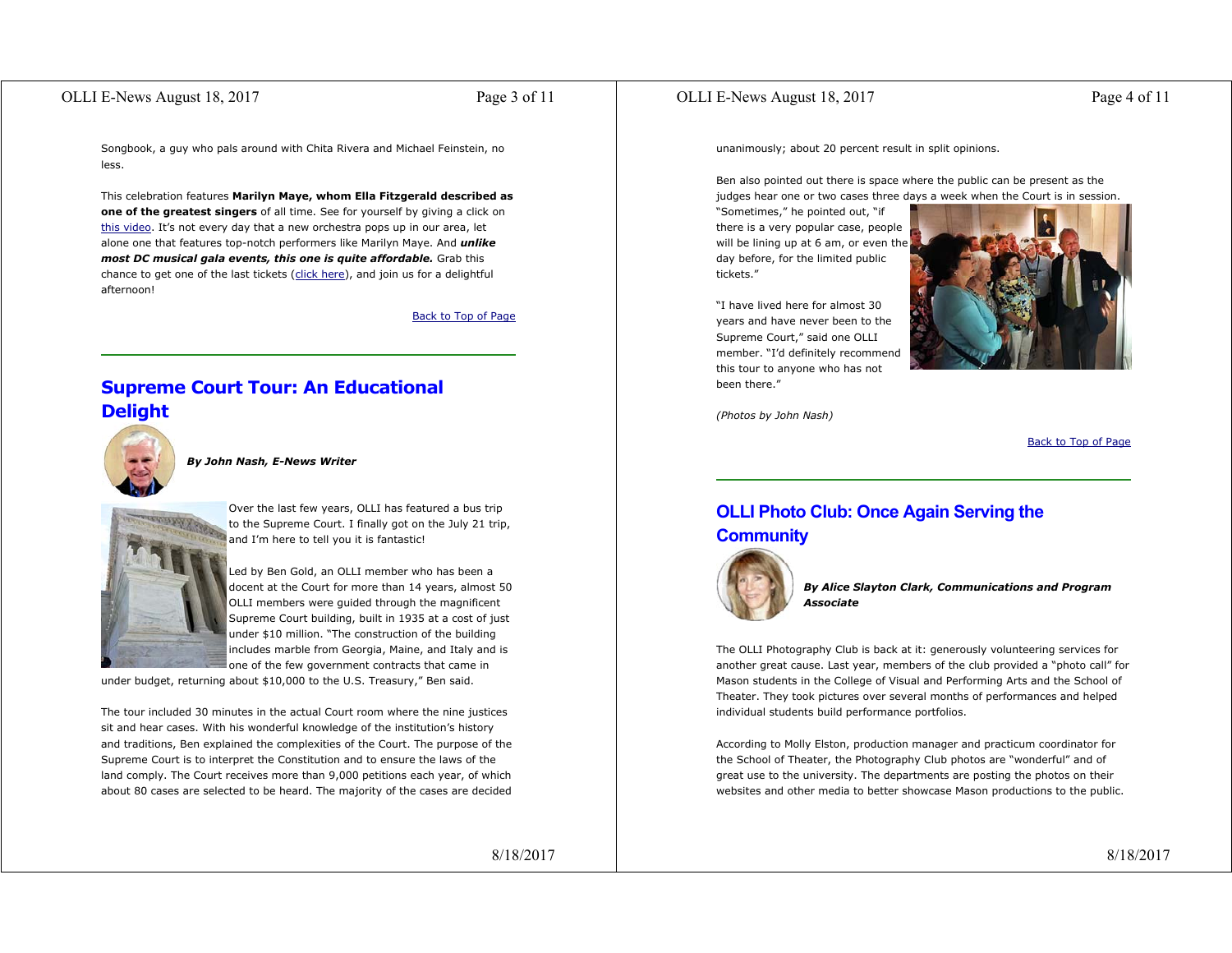Songbook, a guy who pals around with Chita Rivera and Michael Feinstein, no less.

This celebration features **Marilyn Maye, whom Ella Fitzgerald described as one of the greatest singers** of all time. See for yourself by giving a click on this video. It's not every day that a new orchestra pops up in our area, let alone one that features top-notch performers like Marilyn Maye. And ***unlike most DC musical gala events, this one is quite affordable.*** Grab this chance to get one of the last tickets (click here), and join us for a delightful afternoon!

Back to Top of Page

## Supreme Court Tour: An Educational Delight

***By John Nash, E-News Writer***

Over the last few years, OLLI has featured a bus trip to the Supreme Court. I finally got on the July 21 trip, and I'm here to tell you it is fantastic!

Led by Ben Gold, an OLLI member who has been a docent at the Court for more than 14 years, almost 50 OLLI members were guided through the magnificent Supreme Court building, built in 1935 at a cost of just under $10 million. "The construction of the building includes marble from Georgia, Maine, and Italy and is one of the few government contracts that came in under budget, returning about $10,000 to the U.S. Treasury," Ben said.

The tour included 30 minutes in the actual Court room where the nine justices sit and hear cases. With his wonderful knowledge of the institution's history and traditions, Ben explained the complexities of the Court. The purpose of the Supreme Court is to interpret the Constitution and to ensure the laws of the land comply. The Court receives more than 9,000 petitions each year, of which about 80 cases are selected to be heard. The majority of the cases are decided unanimously; about 20 percent result in split opinions.

Ben also pointed out there is space where the public can be present as the judges hear one or two cases three days a week when the Court is in session. "Sometimes," he pointed out, "if there is a very popular case, people will be lining up at 6 am, or even the day before, for the limited public tickets."

"I have lived here for almost 30 years and have never been to the Supreme Court," said one OLLI member. "I'd definitely recommend this tour to anyone who has not been there."

*(Photos by John Nash)*

Back to Top of Page

## OLLI Photo Club: Once Again Serving the Community

***By Alice Slayton Clark, Communications and Program Associate***

The OLLI Photography Club is back at it: generously volunteering services for another great cause. Last year, members of the club provided a "photo call" for Mason students in the College of Visual and Performing Arts and the School of Theater. They took pictures over several months of performances and helped individual students build performance portfolios.

According to Molly Elston, production manager and practicum coordinator for the School of Theater, the Photography Club photos are "wonderful" and of great use to the university. The departments are posting the photos on their websites and other media to better showcase Mason productions to the public.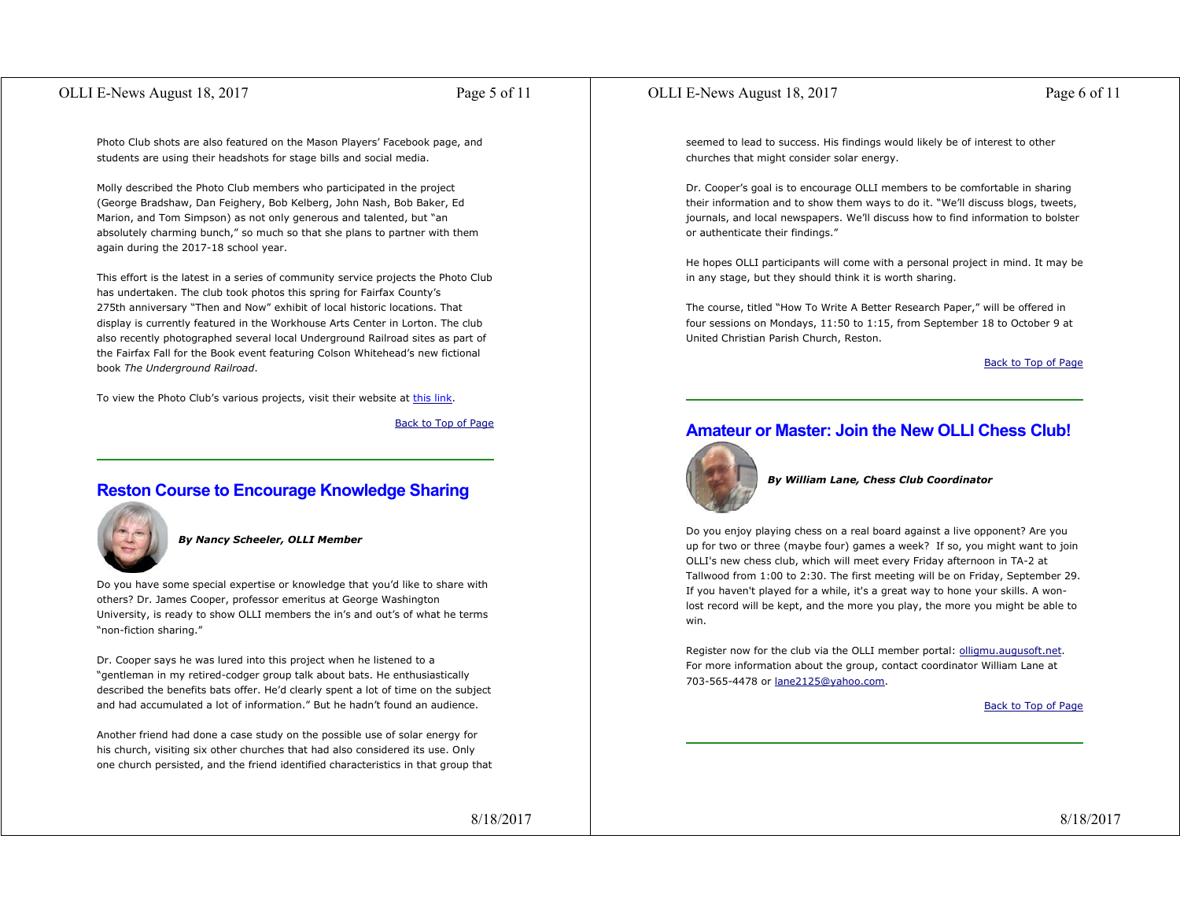Photo Club shots are also featured on the Mason Players' Facebook page, and students are using their headshots for stage bills and social media.

Molly described the Photo Club members who participated in the project (George Bradshaw, Dan Feighery, Bob Kelberg, John Nash, Bob Baker, Ed Marion, and Tom Simpson) as not only generous and talented, but "an absolutely charming bunch," so much so that she plans to partner with them again during the 2017-18 school year.

This effort is the latest in a series of community service projects the Photo Club has undertaken. The club took photos this spring for Fairfax County's 275th anniversary "Then and Now" exhibit of local historic locations. That display is currently featured in the Workhouse Arts Center in Lorton. The club also recently photographed several local Underground Railroad sites as part of the Fairfax Fall for the Book event featuring Colson Whitehead's new fictional book *The Underground Railroad*.

To view the Photo Club's various projects, visit their website at [this link].

[Back to Top of Page]

---

## Reston Course to Encourage Knowledge Sharing

***By Nancy Scheeler, OLLI Member***

Do you have some special expertise or knowledge that you'd like to share with others? Dr. James Cooper, professor emeritus at George Washington University, is ready to show OLLI members the in's and out's of what he terms "non-fiction sharing."

Dr. Cooper says he was lured into this project when he listened to a "gentleman in my retired-codger group talk about bats. He enthusiastically described the benefits bats offer. He'd clearly spent a lot of time on the subject and had accumulated a lot of information." But he hadn't found an audience.

Another friend had done a case study on the possible use of solar energy for his church, visiting six other churches that had also considered its use. Only one church persisted, and the friend identified characteristics in that group that seemed to lead to success. His findings would likely be of interest to other churches that might consider solar energy.

Dr. Cooper's goal is to encourage OLLI members to be comfortable in sharing their information and to show them ways to do it. "We'll discuss blogs, tweets, journals, and local newspapers. We'll discuss how to find information to bolster or authenticate their findings."

He hopes OLLI participants will come with a personal project in mind. It may be in any stage, but they should think it is worth sharing.

The course, titled "How To Write A Better Research Paper," will be offered in four sessions on Mondays, 11:50 to 1:15, from September 18 to October 9 at United Christian Parish Church, Reston.

[Back to Top of Page]

---

## Amateur or Master: Join the New OLLI Chess Club!

***By William Lane, Chess Club Coordinator***

Do you enjoy playing chess on a real board against a live opponent? Are you up for two or three (maybe four) games a week? If so, you might want to join OLLI's new chess club, which will meet every Friday afternoon in TA-2 at Tallwood from 1:00 to 2:30. The first meeting will be on Friday, September 29. If you haven't played for a while, it's a great way to hone your skills. A won-lost record will be kept, and the more you play, the more you might be able to win.

Register now for the club via the OLLI member portal: [olligmu.augusoft.net]. For more information about the group, contact coordinator William Lane at 703-565-4478 or [lane2125@yahoo.com].

[Back to Top of Page]

---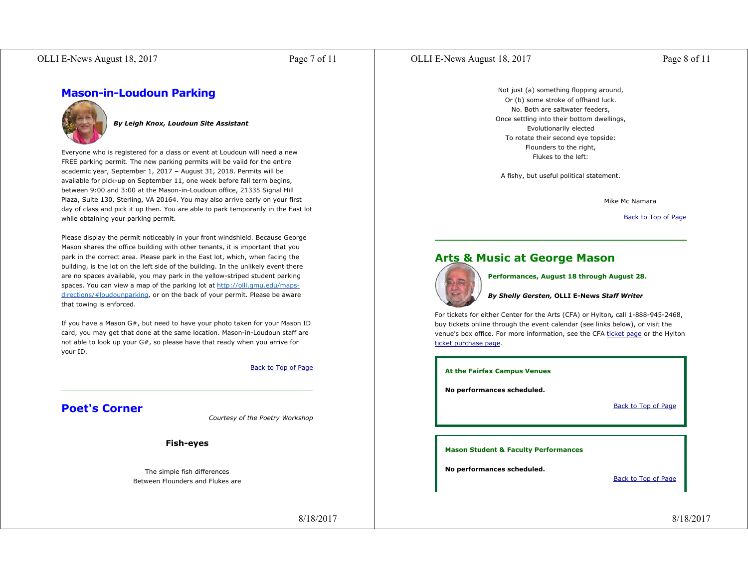## Mason-in-Loudoun Parking

***By Leigh Knox, Loudoun Site Assistant***

Everyone who is registered for a class or event at Loudoun will need a new FREE parking permit. The new parking permits will be valid for the entire academic year, September 1, 2017 **–** August 31, 2018. Permits will be available for pick-up on September 11, one week before fall term begins, between 9:00 and 3:00 at the Mason-in-Loudoun office, 21335 Signal Hill Plaza, Suite 130, Sterling, VA 20164. You may also arrive early on your first day of class and pick it up then. You are able to park temporarily in the East lot while obtaining your parking permit.

Please display the permit noticeably in your front windshield. Because George Mason shares the office building with other tenants, it is important that you park in the correct area. Please park in the East lot, which, when facing the building, is the lot on the left side of the building. In the unlikely event there are no spaces available, you may park in the yellow-striped student parking spaces. You can view a map of the parking lot at http://olli.gmu.edu/maps-directions/#loudounparking, or on the back of your permit. Please be aware that towing is enforced.

If you have a Mason G#, but need to have your photo taken for your Mason ID card, you may get that done at the same location. Mason-in-Loudoun staff are not able to look up your G#, so please have that ready when you arrive for your ID.

Back to Top of Page

---

## Poet's Corner

*Courtesy of the Poetry Workshop*

**Fish-eyes**

The simple fish differences
Between Flounders and Flukes are
Not just (a) something flopping around,
Or (b) some stroke of offhand luck.
No. Both are saltwater feeders,
Once settling into their bottom dwellings,
Evolutionarily elected
To rotate their second eye topside:
Flounders to the right,
Flukes to the left:

A fishy, but useful political statement.

Mike Mc Namara

Back to Top of Page

---

## Arts & Music at George Mason

**Performances, August 18 through August 28.**

***By Shelly Gersten,* OLLI E-News *Staff Writer***

For tickets for either Center for the Arts (CFA) or Hylton**,** call 1-888-945-2468, buy tickets online through the event calendar (see links below), or visit the venue's box office. For more information, see the CFA ticket page or the Hylton ticket purchase page.

**At the Fairfax Campus Venues**

**No performances scheduled.**

Back to Top of Page

**Mason Student & Faculty Performances**

**No performances scheduled.**

Back to Top of Page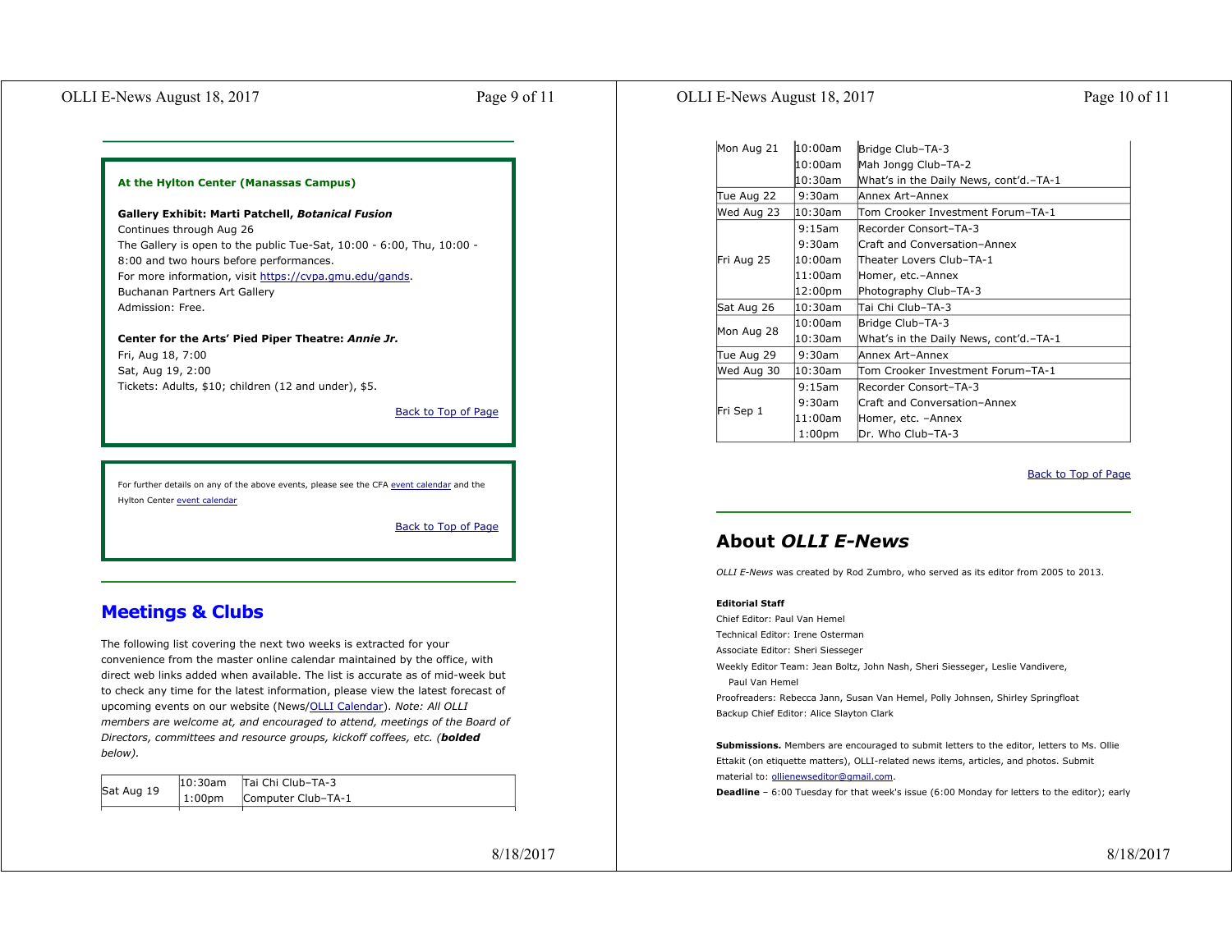### At the Hylton Center (Manassas Campus)

**Gallery Exhibit: Marti Patchell, *Botanical Fusion***
Continues through Aug 26
The Gallery is open to the public Tue-Sat, 10:00 - 6:00, Thu, 10:00 - 8:00 and two hours before performances.
For more information, visit https://cvpa.gmu.edu/gands.
Buchanan Partners Art Gallery
Admission: Free.

**Center for the Arts' Pied Piper Theatre: *Annie Jr.***
Fri, Aug 18, 7:00
Sat, Aug 19, 2:00
Tickets: Adults, $10; children (12 and under), $5.

Back to Top of Page

For further details on any of the above events, please see the CFA event calendar and the Hylton Center event calendar

Back to Top of Page

## Meetings & Clubs

The following list covering the next two weeks is extracted for your convenience from the master online calendar maintained by the office, with direct web links added when available. The list is accurate as of mid-week but to check any time for the latest information, please view the latest forecast of upcoming events on our website (News/OLLI Calendar). *Note: All OLLI members are welcome at, and encouraged to attend, meetings of the Board of Directors, committees and resource groups, kickoff coffees, etc. (**bolded** below).*

| Date | Time | Event |
|---|---|---|
| Sat Aug 19 | 10:30am | Tai Chi Club–TA-3 |
| | 1:00pm | Computer Club–TA-1 |
| Mon Aug 21 | 10:00am | Bridge Club–TA-3 |
| | 10:00am | Mah Jongg Club–TA-2 |
| | 10:30am | What's in the Daily News, cont'd.–TA-1 |
| Tue Aug 22 | 9:30am | Annex Art–Annex |
| Wed Aug 23 | 10:30am | Tom Crooker Investment Forum–TA-1 |
| Fri Aug 25 | 9:15am | Recorder Consort–TA-3 |
| | 9:30am | Craft and Conversation–Annex |
| | 10:00am | Theater Lovers Club–TA-1 |
| | 11:00am | Homer, etc.–Annex |
| | 12:00pm | Photography Club–TA-3 |
| Sat Aug 26 | 10:30am | Tai Chi Club–TA-3 |
| Mon Aug 28 | 10:00am | Bridge Club–TA-3 |
| | 10:30am | What's in the Daily News, cont'd.–TA-1 |
| Tue Aug 29 | 9:30am | Annex Art–Annex |
| Wed Aug 30 | 10:30am | Tom Crooker Investment Forum–TA-1 |
| Fri Sep 1 | 9:15am | Recorder Consort–TA-3 |
| | 9:30am | Craft and Conversation–Annex |
| | 11:00am | Homer, etc. –Annex |
| | 1:00pm | Dr. Who Club–TA-3 |

Back to Top of Page

## About *OLLI E-News*

*OLLI E-News* was created by Rod Zumbro, who served as its editor from 2005 to 2013.

**Editorial Staff**
Chief Editor: Paul Van Hemel
Technical Editor: Irene Osterman
Associate Editor: Sheri Siesseger
Weekly Editor Team: Jean Boltz, John Nash, Sheri Siesseger, Leslie Vandivere, Paul Van Hemel
Proofreaders: Rebecca Jann, Susan Van Hemel, Polly Johnsen, Shirley Springfloat
Backup Chief Editor: Alice Slayton Clark

**Submissions.** Members are encouraged to submit letters to the editor, letters to Ms. Ollie Ettakit (on etiquette matters), OLLI-related news items, articles, and photos. Submit material to: ollienewseditor@gmail.com.
**Deadline** – 6:00 Tuesday for that week's issue (6:00 Monday for letters to the editor); early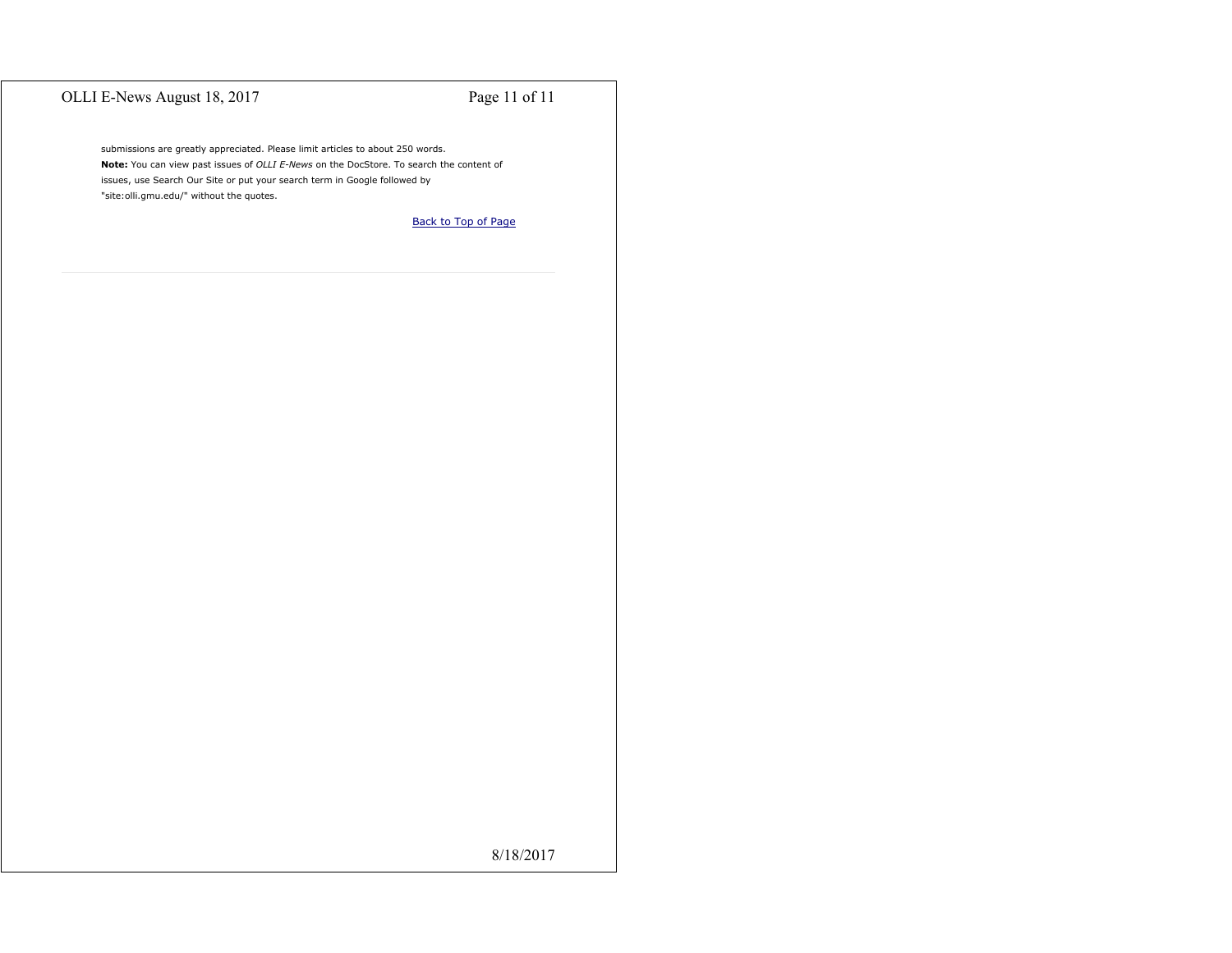submissions are greatly appreciated. Please limit articles to about 250 words.

**Note:** You can view past issues of *OLLI E-News* on the DocStore. To search the content of issues, use Search Our Site or put your search term in Google followed by "site:olli.gmu.edu/" without the quotes.

Back to Top of Page

---